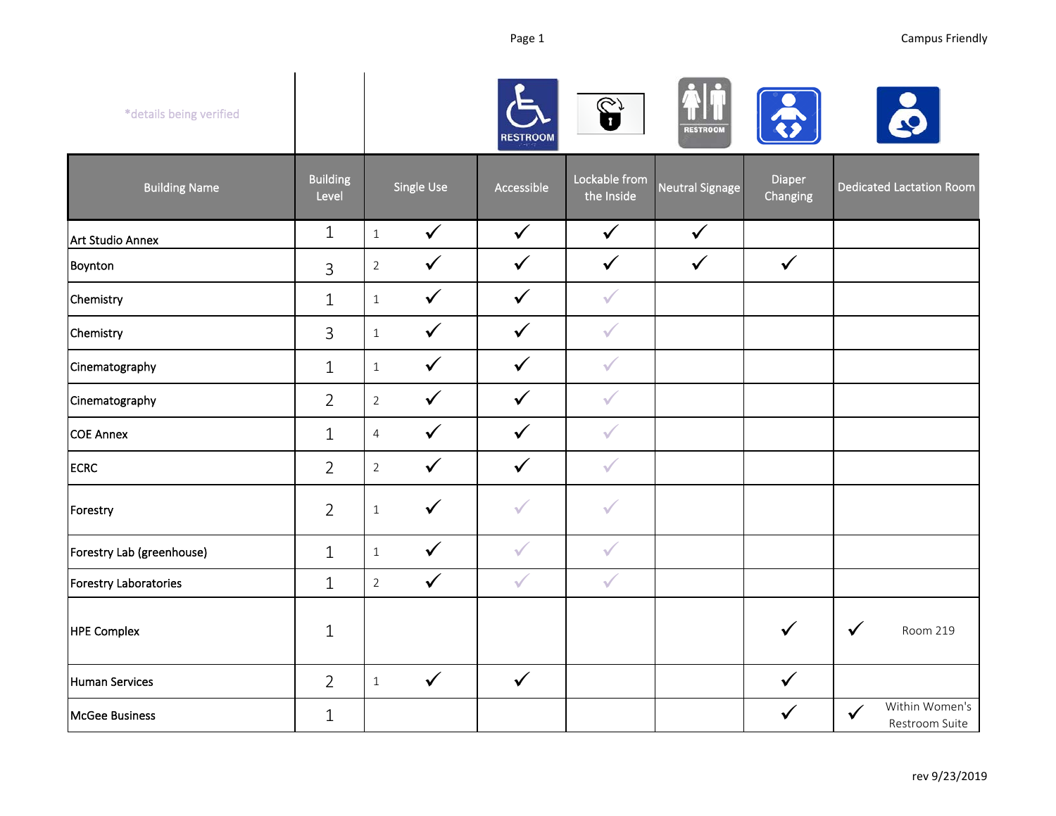*details being verified

| Building Name | Building Level | | Single Use | Accessible | Lockable from the Inside | Neutral Signage | Diaper Changing | Dedicated Lactation Room |
|---|---|---|---|---|---|---|---|---|
| Art Studio Annex | 1 | 1 | ✓ | ✓ | ✓ | ✓ | | |
| Boynton | 3 | 2 | ✓ | ✓ | ✓ | ✓ | ✓ | |
| Chemistry | 1 | 1 | ✓ | ✓ | ✓* | | | |
| Chemistry | 3 | 1 | ✓ | ✓ | ✓* | | | |
| Cinematography | 1 | 1 | ✓ | ✓ | ✓* | | | |
| Cinematography | 2 | 2 | ✓ | ✓ | ✓* | | | |
| COE Annex | 1 | 4 | ✓ | ✓ | ✓* | | | |
| ECRC | 2 | 2 | ✓ | ✓ | ✓* | | | |
| Forestry | 2 | 1 | ✓ | ✓* | ✓* | | | |
| Forestry Lab (greenhouse) | 1 | 1 | ✓ | ✓* | ✓* | | | |
| Forestry Laboratories | 1 | 2 | ✓ | ✓* | ✓* | | | |
| HPE Complex | 1 | | | | | | ✓ | ✓ Room 219 |
| Human Services | 2 | 1 | ✓ | ✓ | | | ✓ | |
| McGee Business | 1 | | | | | | ✓ | ✓ Within Women's Restroom Suite |

rev 9/23/2019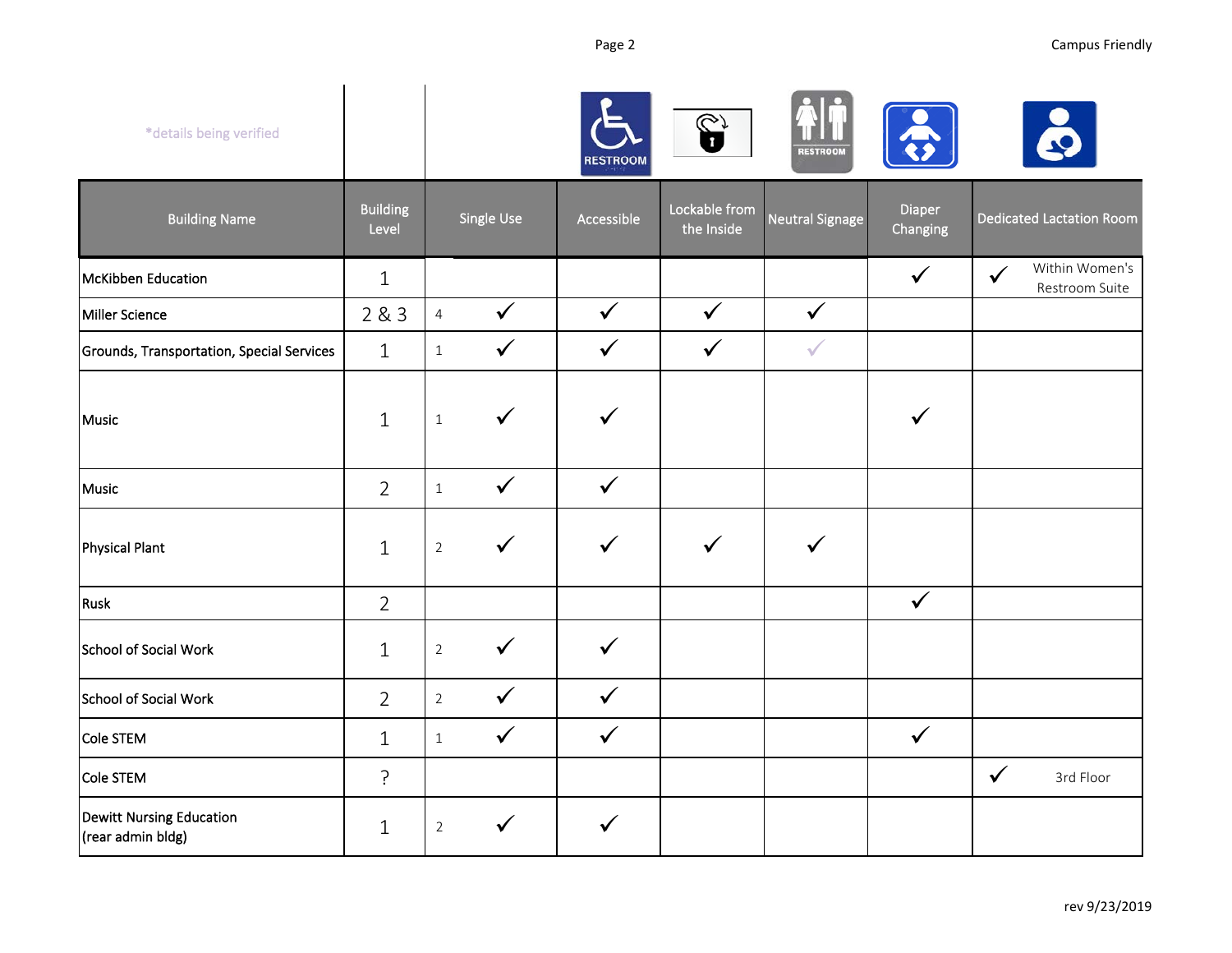*details being verified

| Building Name | Building Level | Single Use | | Accessible | Lockable from the Inside | Neutral Signage | Diaper Changing | Dedicated Lactation Room |
|---|---|---|---|---|---|---|---|---|
| McKibben Education | 1 | | | | | | ✓ | ✓ Within Women's Restroom Suite |
| Miller Science | 2 & 3 | 4 | ✓ | ✓ | ✓ | ✓ | | |
| Grounds, Transportation, Special Services | 1 | 1 | ✓ | ✓ | ✓ | ✓ | | |
| Music | 1 | 1 | ✓ | ✓ | | | ✓ | |
| Music | 2 | 1 | ✓ | ✓ | | | | |
| Physical Plant | 1 | 2 | ✓ | ✓ | ✓ | ✓ | | |
| Rusk | 2 | | | | | | ✓ | |
| School of Social Work | 1 | 2 | ✓ | ✓ | | | | |
| School of Social Work | 2 | 2 | ✓ | ✓ | | | | |
| Cole STEM | 1 | 1 | ✓ | ✓ | | | ✓ | |
| Cole STEM | ? | | | | | | | ✓ 3rd Floor |
| Dewitt Nursing Education (rear admin bldg) | 1 | 2 | ✓ | ✓ | | | | |

rev 9/23/2019